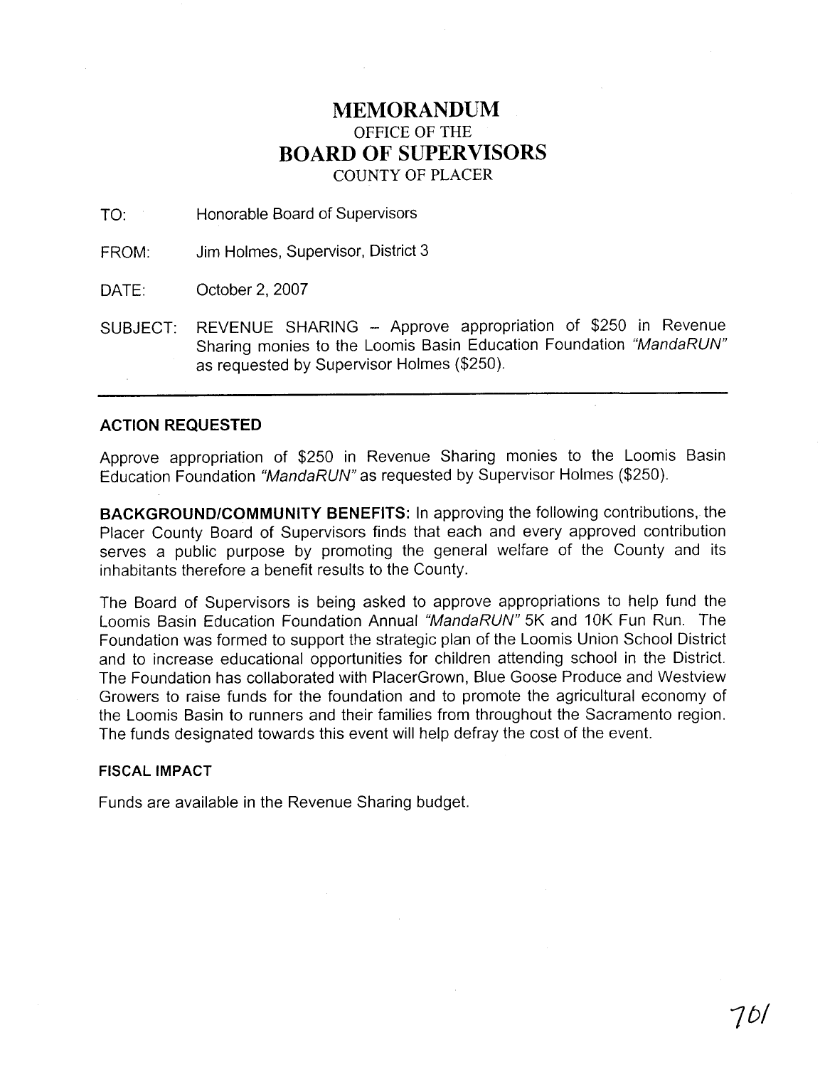# MEMORANDUM

OFFICE OF THE

## BOARD OF SUPERVISORS

COUNTY OF PLACER

TO: Honorable Board of Supervisors

FROM: Jim Holmes, Supervisor, District 3

DATE: October 2, 2007

SUBJECT: REVENUE SHARING – Approve appropriation of $250 in Revenue Sharing monies to the Loomis Basin Education Foundation *"MandaRUN"* as requested by Supervisor Holmes ($250).

---

### ACTION REQUESTED

Approve appropriation of $250 in Revenue Sharing monies to the Loomis Basin Education Foundation *"MandaRUN"* as requested by Supervisor Holmes ($250).

**BACKGROUND/COMMUNITY BENEFITS:** In approving the following contributions, the Placer County Board of Supervisors finds that each and every approved contribution serves a public purpose by promoting the general welfare of the County and its inhabitants therefore a benefit results to the County.

The Board of Supervisors is being asked to approve appropriations to help fund the Loomis Basin Education Foundation Annual *"MandaRUN"* 5K and 10K Fun Run. The Foundation was formed to support the strategic plan of the Loomis Union School District and to increase educational opportunities for children attending school in the District. The Foundation has collaborated with PlacerGrown, Blue Goose Produce and Westview Growers to raise funds for the foundation and to promote the agricultural economy of the Loomis Basin to runners and their families from throughout the Sacramento region. The funds designated towards this event will help defray the cost of the event.

### FISCAL IMPACT

Funds are available in the Revenue Sharing budget.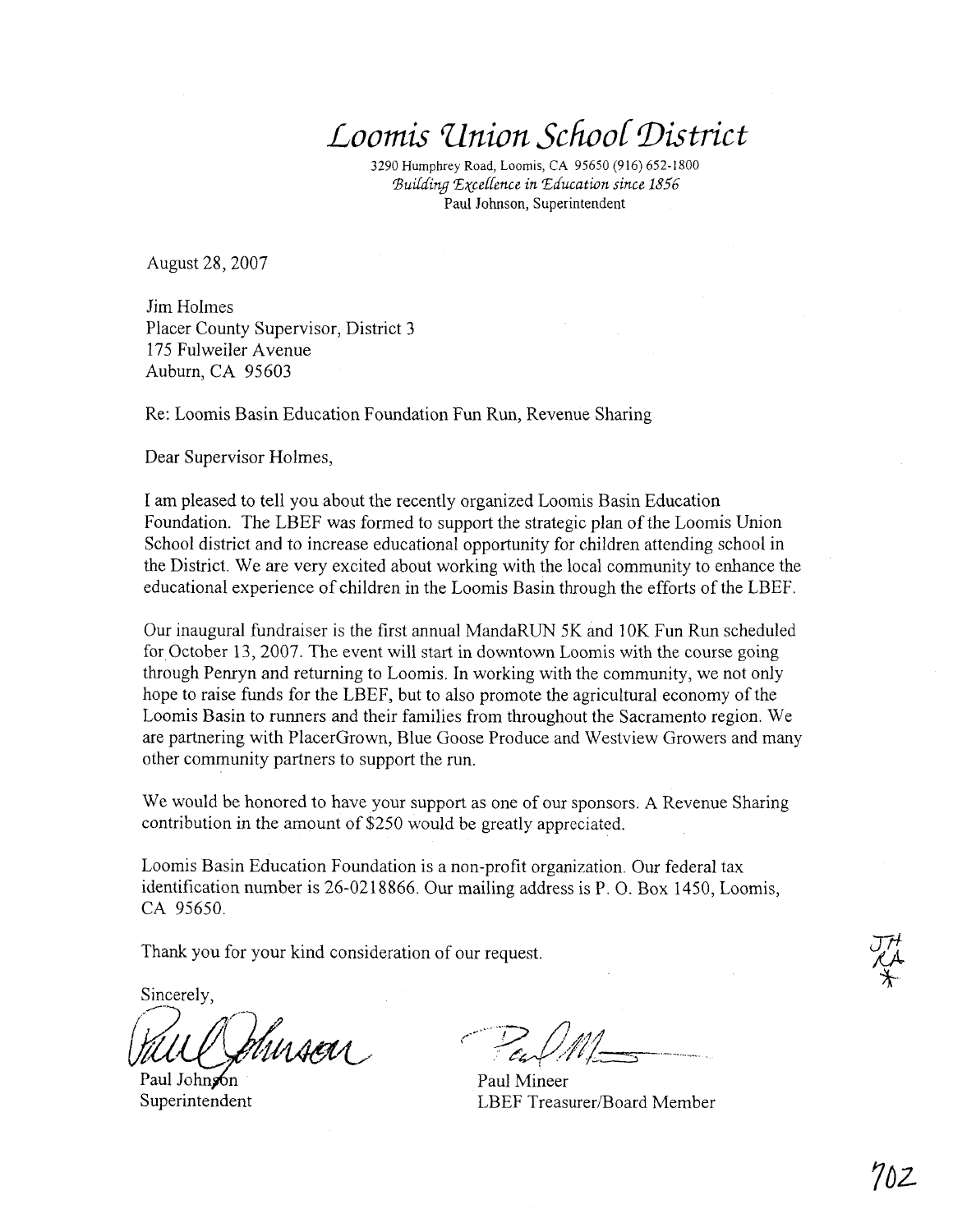# *Loomis Union School District*

3290 Humphrey Road, Loomis, CA 95650 (916) 652-1800
*Building Excellence in Education since 1856*
Paul Johnson, Superintendent

August 28, 2007

Jim Holmes
Placer County Supervisor, District 3
175 Fulweiler Avenue
Auburn, CA 95603

Re: Loomis Basin Education Foundation Fun Run, Revenue Sharing

Dear Supervisor Holmes,

I am pleased to tell you about the recently organized Loomis Basin Education Foundation. The LBEF was formed to support the strategic plan of the Loomis Union School district and to increase educational opportunity for children attending school in the District. We are very excited about working with the local community to enhance the educational experience of children in the Loomis Basin through the efforts of the LBEF.

Our inaugural fundraiser is the first annual MandaRUN 5K and 10K Fun Run scheduled for October 13, 2007. The event will start in downtown Loomis with the course going through Penryn and returning to Loomis. In working with the community, we not only hope to raise funds for the LBEF, but to also promote the agricultural economy of the Loomis Basin to runners and their families from throughout the Sacramento region. We are partnering with PlacerGrown, Blue Goose Produce and Westview Growers and many other community partners to support the run.

We would be honored to have your support as one of our sponsors. A Revenue Sharing contribution in the amount of $250 would be greatly appreciated.

Loomis Basin Education Foundation is a non-profit organization. Our federal tax identification number is 26-0218866. Our mailing address is P. O. Box 1450, Loomis, CA 95650.

Thank you for your kind consideration of our request.

Sincerely,

Paul Johnson
Superintendent

Paul Mineer
LBEF Treasurer/Board Member

JH
KA
*